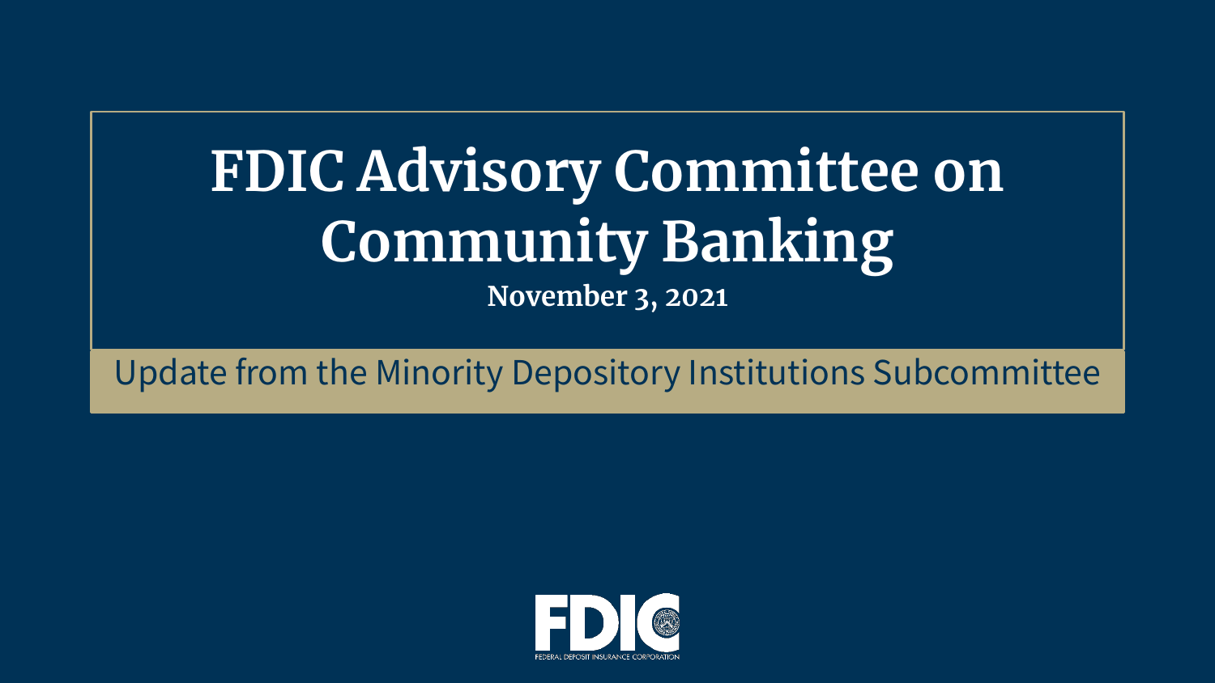# FDIC Advisory Committee on Community Banking

**November 3, 2021**

Update from the Minority Depository Institutions Subcommittee

FDIC

FEDERAL DEPOSIT INSURANCE CORPORATION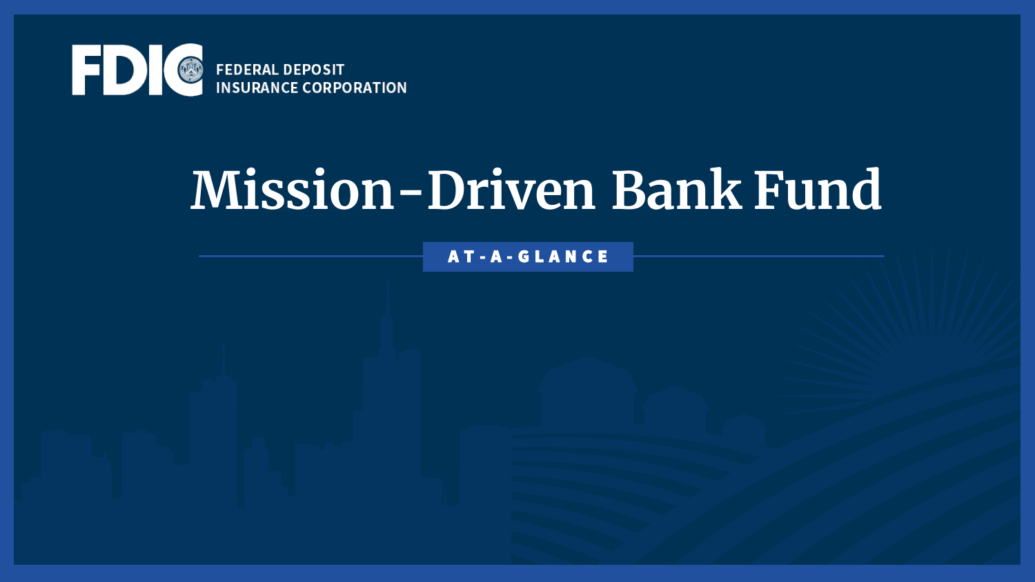FDIC FEDERAL DEPOSIT INSURANCE CORPORATION

# Mission-Driven Bank Fund

AT-A-GLANCE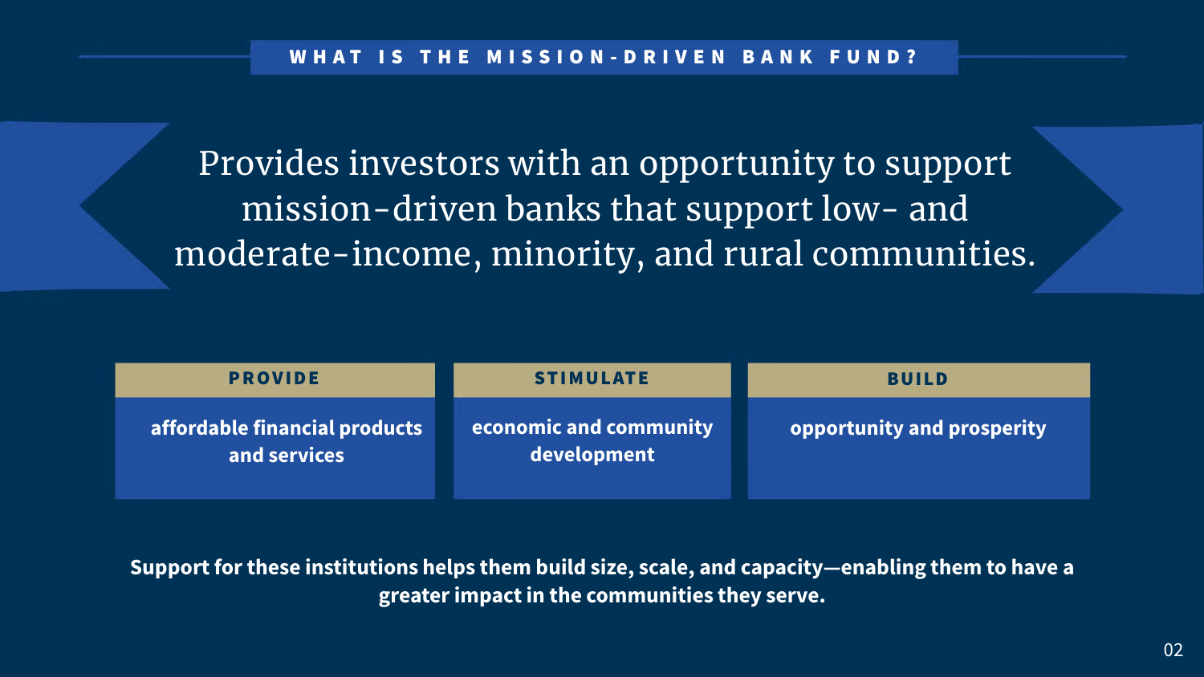## WHAT IS THE MISSION-DRIVEN BANK FUND?

Provides investors with an opportunity to support mission-driven banks that support low- and moderate-income, minority, and rural communities.

| PROVIDE | STIMULATE | BUILD |
| --- | --- | --- |
| affordable financial products and services | economic and community development | opportunity and prosperity |

**Support for these institutions helps them build size, scale, and capacity—enabling them to have a greater impact in the communities they serve.**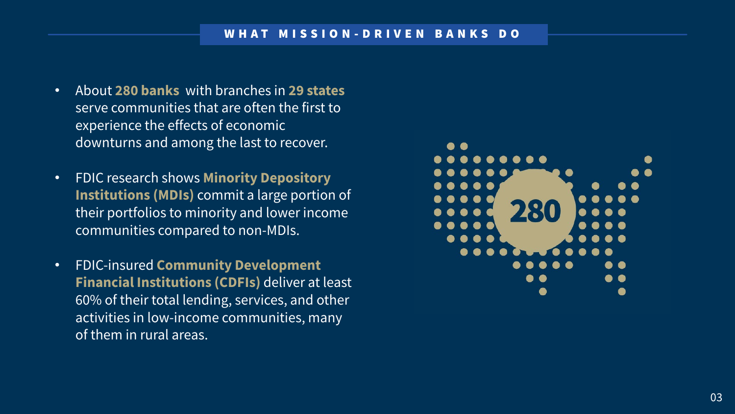## WHAT MISSION-DRIVEN BANKS DO

- About **280 banks** with branches in **29 states** serve communities that are often the first to experience the effects of economic downturns and among the last to recover.
- FDIC research shows **Minority Depository Institutions (MDIs)** commit a large portion of their portfolios to minority and lower income communities compared to non-MDIs.
- FDIC-insured **Community Development Financial Institutions (CDFIs)** deliver at least 60% of their total lending, services, and other activities in low-income communities, many of them in rural areas.

280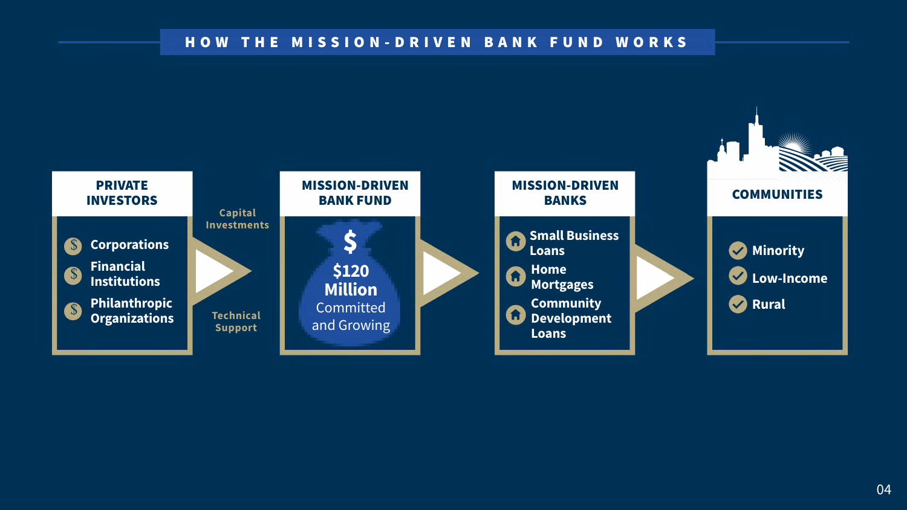# HOW THE MISSION-DRIVEN BANK FUND WORKS

## PRIVATE INVESTORS

- Corporations
- Financial Institutions
- Philanthropic Organizations

Capital Investments

Technical Support

## MISSION-DRIVEN BANK FUND

$

**$120 Million**

Committed and Growing

## MISSION-DRIVEN BANKS

- Small Business Loans
- Home Mortgages
- Community Development Loans

## COMMUNITIES

- Minority
- Low-Income
- Rural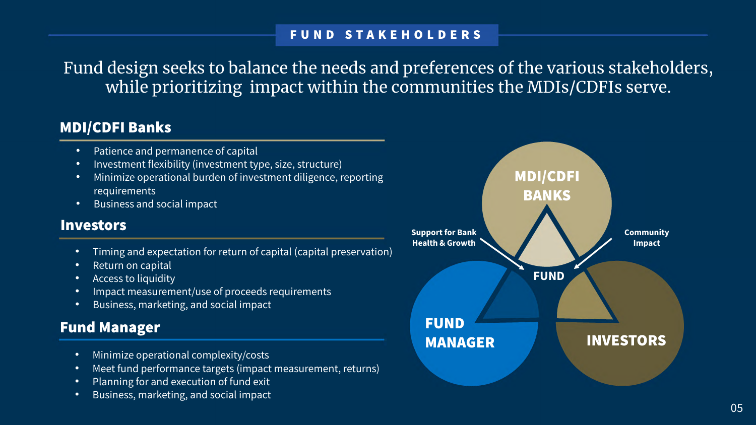## FUND STAKEHOLDERS

Fund design seeks to balance the needs and preferences of the various stakeholders, while prioritizing impact within the communities the MDIs/CDFIs serve.

### MDI/CDFI Banks

- Patience and permanence of capital
- Investment flexibility (investment type, size, structure)
- Minimize operational burden of investment diligence, reporting requirements
- Business and social impact

### Investors

- Timing and expectation for return of capital (capital preservation)
- Return on capital
- Access to liquidity
- Impact measurement/use of proceeds requirements
- Business, marketing, and social impact

### Fund Manager

- Minimize operational complexity/costs
- Meet fund performance targets (impact measurement, returns)
- Planning for and execution of fund exit
- Business, marketing, and social impact

MDI/CDFI BANKS

Support for Bank Health & Growth

Community Impact

FUND

FUND MANAGER

INVESTORS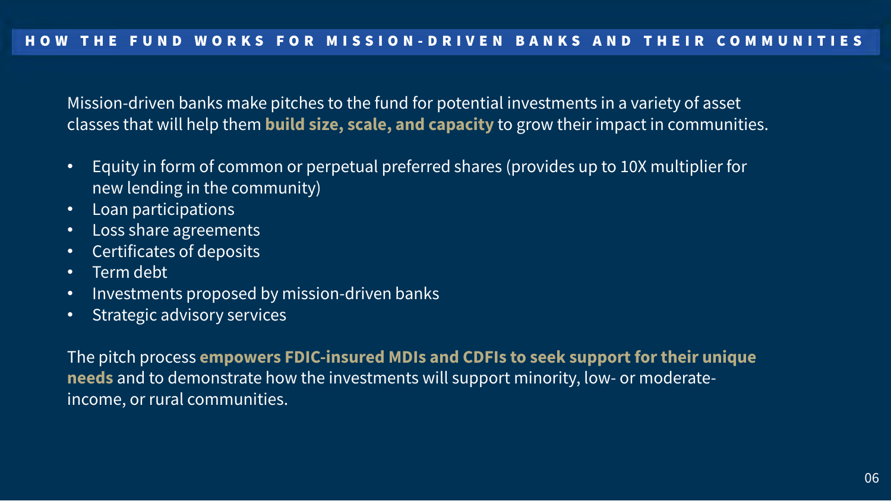## HOW THE FUND WORKS FOR MISSION-DRIVEN BANKS AND THEIR COMMUNITIES

Mission-driven banks make pitches to the fund for potential investments in a variety of asset classes that will help them **build size, scale, and capacity** to grow their impact in communities.

- Equity in form of common or perpetual preferred shares (provides up to 10X multiplier for new lending in the community)
- Loan participations
- Loss share agreements
- Certificates of deposits
- Term debt
- Investments proposed by mission-driven banks
- Strategic advisory services

The pitch process **empowers FDIC-insured MDIs and CDFIs to seek support for their unique needs** and to demonstrate how the investments will support minority, low- or moderate-income, or rural communities.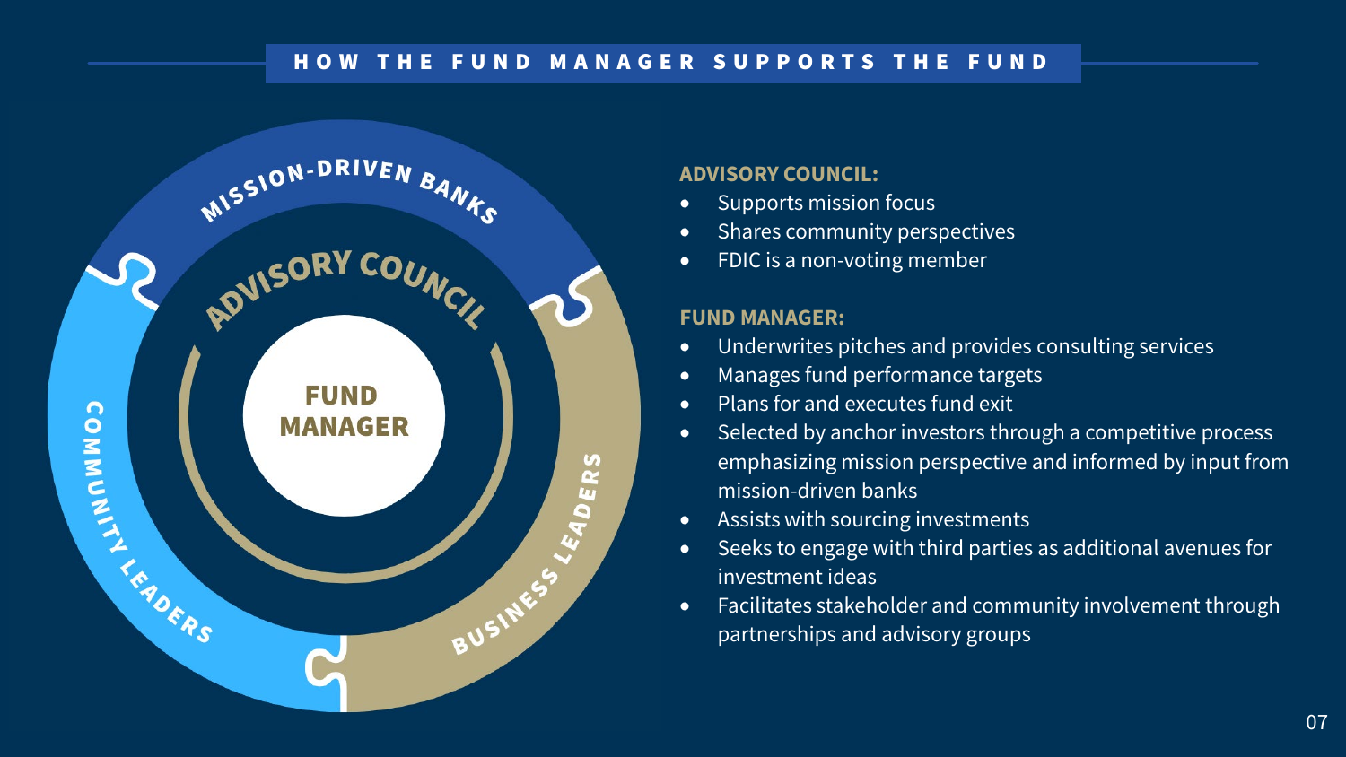## HOW THE FUND MANAGER SUPPORTS THE FUND

MISSION-DRIVEN BANKS

ADVISORY COUNCIL

FUND MANAGER

COMMUNITY LEADERS

BUSINESS LEADERS

**ADVISORY COUNCIL:**

- Supports mission focus
- Shares community perspectives
- FDIC is a non-voting member

**FUND MANAGER:**

- Underwrites pitches and provides consulting services
- Manages fund performance targets
- Plans for and executes fund exit
- Selected by anchor investors through a competitive process emphasizing mission perspective and informed by input from mission-driven banks
- Assists with sourcing investments
- Seeks to engage with third parties as additional avenues for investment ideas
- Facilitates stakeholder and community involvement through partnerships and advisory groups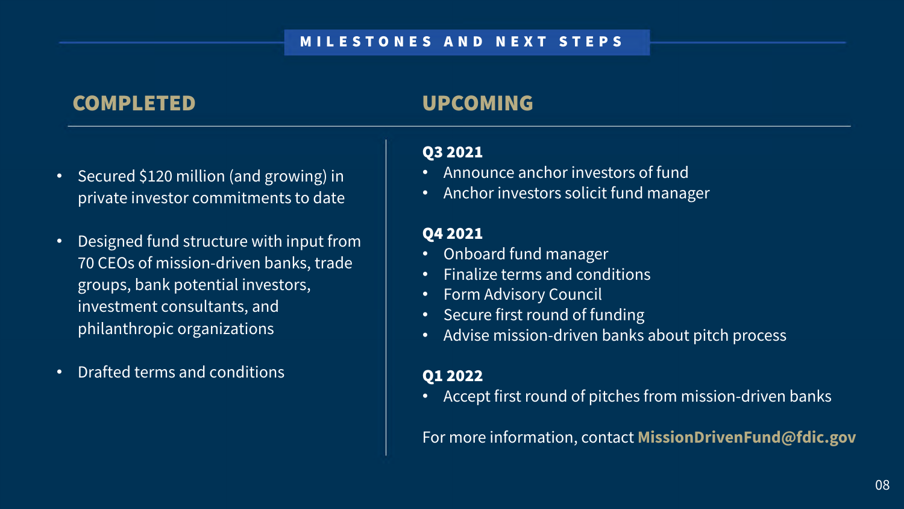# MILESTONES AND NEXT STEPS

## COMPLETED

- Secured $120 million (and growing) in private investor commitments to date
- Designed fund structure with input from 70 CEOs of mission-driven banks, trade groups, bank potential investors, investment consultants, and philanthropic organizations
- Drafted terms and conditions

## UPCOMING

**Q3 2021**

- Announce anchor investors of fund
- Anchor investors solicit fund manager

**Q4 2021**

- Onboard fund manager
- Finalize terms and conditions
- Form Advisory Council
- Secure first round of funding
- Advise mission-driven banks about pitch process

**Q1 2022**

- Accept first round of pitches from mission-driven banks

For more information, contact **MissionDrivenFund@fdic.gov**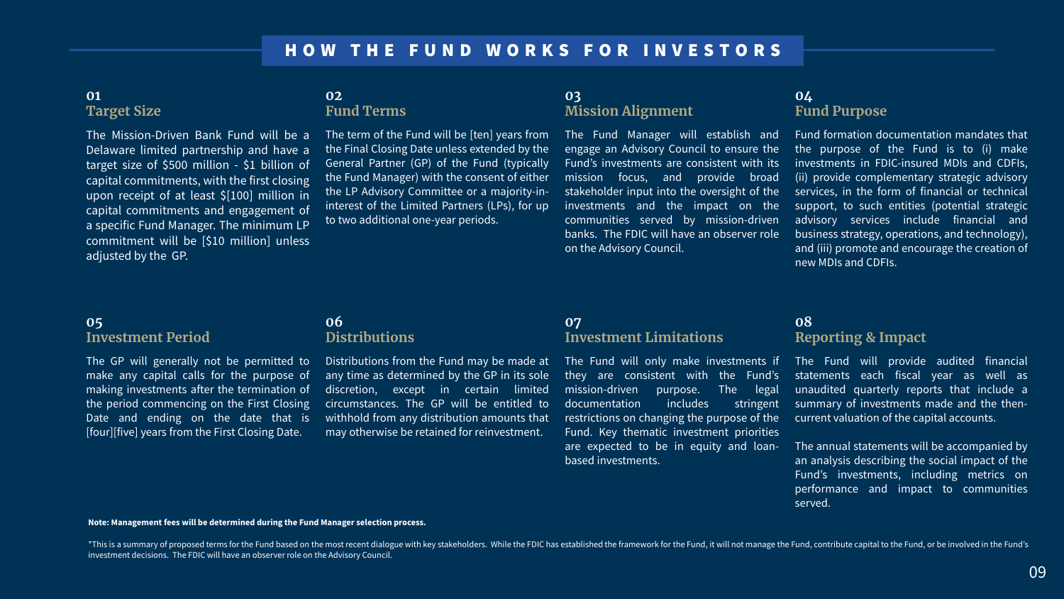# HOW THE FUND WORKS FOR INVESTORS

### 01 Target Size

The Mission-Driven Bank Fund will be a Delaware limited partnership and have a target size of $500 million - $1 billion of capital commitments, with the first closing upon receipt of at least $[100] million in capital commitments and engagement of a specific Fund Manager. The minimum LP commitment will be [$10 million] unless adjusted by the GP.

### 02 Fund Terms

The term of the Fund will be [ten] years from the Final Closing Date unless extended by the General Partner (GP) of the Fund (typically the Fund Manager) with the consent of either the LP Advisory Committee or a majority-in-interest of the Limited Partners (LPs), for up to two additional one-year periods.

### 03 Mission Alignment

The Fund Manager will establish and engage an Advisory Council to ensure the Fund's investments are consistent with its mission focus, and provide broad stakeholder input into the oversight of the investments and the impact on the communities served by mission-driven banks. The FDIC will have an observer role on the Advisory Council.

### 04 Fund Purpose

Fund formation documentation mandates that the purpose of the Fund is to (i) make investments in FDIC-insured MDIs and CDFIs, (ii) provide complementary strategic advisory services, in the form of financial or technical support, to such entities (potential strategic advisory services include financial and business strategy, operations, and technology), and (iii) promote and encourage the creation of new MDIs and CDFIs.

### 05 Investment Period

The GP will generally not be permitted to make any capital calls for the purpose of making investments after the termination of the period commencing on the First Closing Date and ending on the date that is [four][five] years from the First Closing Date.

### 06 Distributions

Distributions from the Fund may be made at any time as determined by the GP in its sole discretion, except in certain limited circumstances. The GP will be entitled to withhold from any distribution amounts that may otherwise be retained for reinvestment.

### 07 Investment Limitations

The Fund will only make investments if they are consistent with the Fund's mission-driven purpose. The legal documentation includes stringent restrictions on changing the purpose of the Fund. Key thematic investment priorities are expected to be in equity and loan-based investments.

### 08 Reporting & Impact

The Fund will provide audited financial statements each fiscal year as well as unaudited quarterly reports that include a summary of investments made and the then-current valuation of the capital accounts.

The annual statements will be accompanied by an analysis describing the social impact of the Fund's investments, including metrics on performance and impact to communities served.

**Note: Management fees will be determined during the Fund Manager selection process.**

*This is a summary of proposed terms for the Fund based on the most recent dialogue with key stakeholders. While the FDIC has established the framework for the Fund, it will not manage the Fund, contribute capital to the Fund, or be involved in the Fund's investment decisions. The FDIC will have an observer role on the Advisory Council.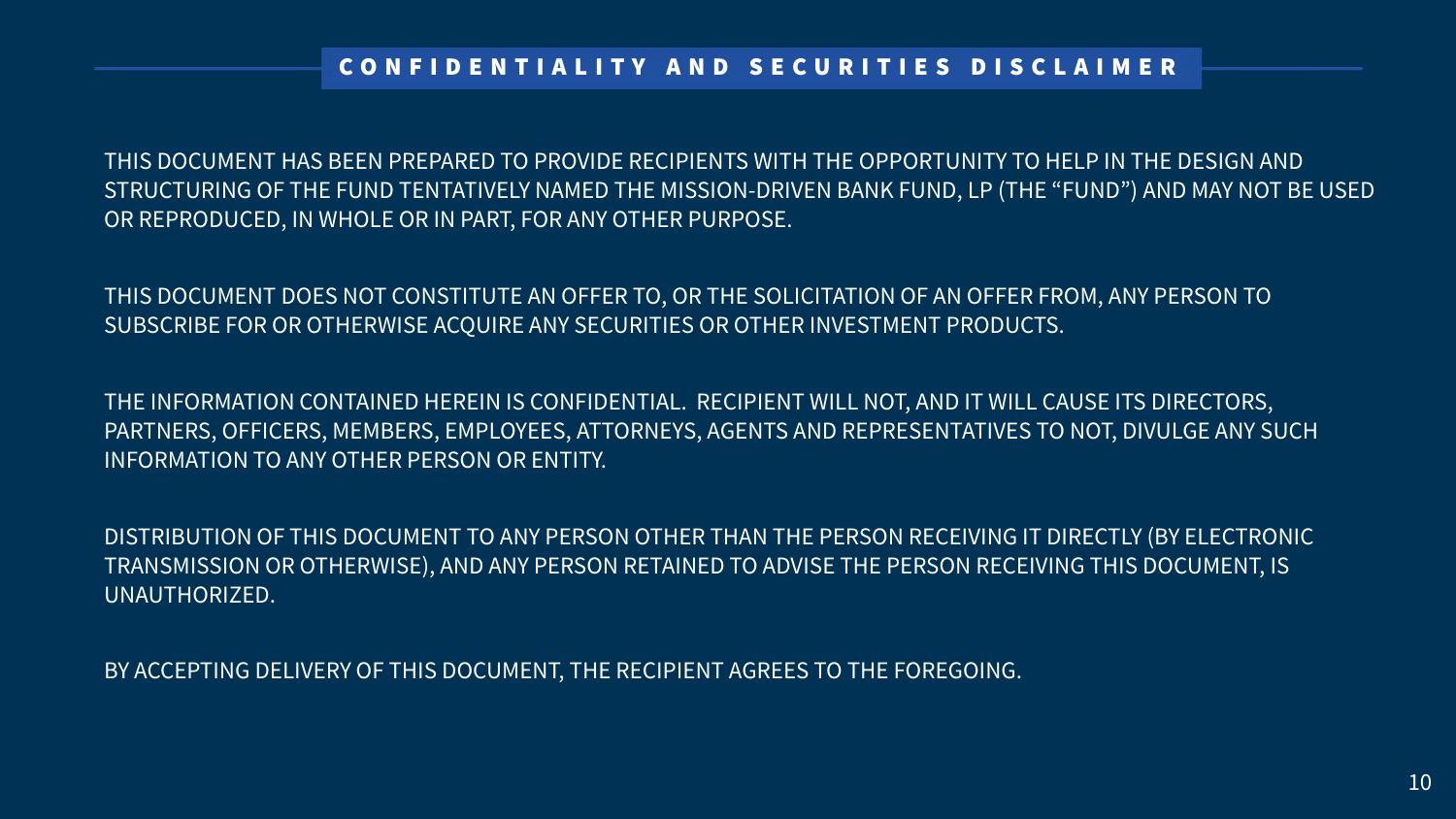## CONFIDENTIALITY AND SECURITIES DISCLAIMER

THIS DOCUMENT HAS BEEN PREPARED TO PROVIDE RECIPIENTS WITH THE OPPORTUNITY TO HELP IN THE DESIGN AND STRUCTURING OF THE FUND TENTATIVELY NAMED THE MISSION-DRIVEN BANK FUND, LP (THE "FUND") AND MAY NOT BE USED OR REPRODUCED, IN WHOLE OR IN PART, FOR ANY OTHER PURPOSE.

THIS DOCUMENT DOES NOT CONSTITUTE AN OFFER TO, OR THE SOLICITATION OF AN OFFER FROM, ANY PERSON TO SUBSCRIBE FOR OR OTHERWISE ACQUIRE ANY SECURITIES OR OTHER INVESTMENT PRODUCTS.

THE INFORMATION CONTAINED HEREIN IS CONFIDENTIAL. RECIPIENT WILL NOT, AND IT WILL CAUSE ITS DIRECTORS, PARTNERS, OFFICERS, MEMBERS, EMPLOYEES, ATTORNEYS, AGENTS AND REPRESENTATIVES TO NOT, DIVULGE ANY SUCH INFORMATION TO ANY OTHER PERSON OR ENTITY.

DISTRIBUTION OF THIS DOCUMENT TO ANY PERSON OTHER THAN THE PERSON RECEIVING IT DIRECTLY (BY ELECTRONIC TRANSMISSION OR OTHERWISE), AND ANY PERSON RETAINED TO ADVISE THE PERSON RECEIVING THIS DOCUMENT, IS UNAUTHORIZED.

BY ACCEPTING DELIVERY OF THIS DOCUMENT, THE RECIPIENT AGREES TO THE FOREGOING.